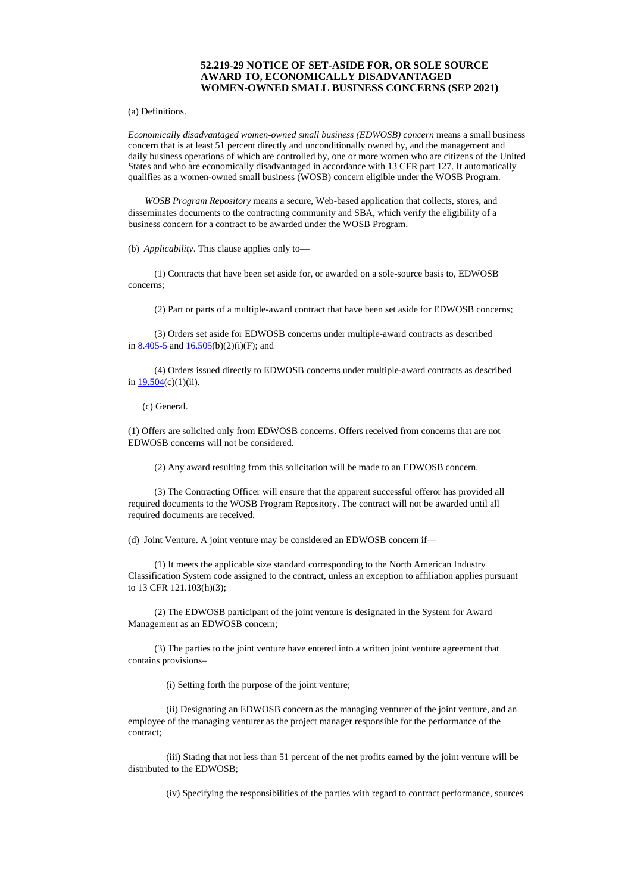## 52.219-29 NOTICE OF SET-ASIDE FOR, OR SOLE SOURCE AWARD TO, ECONOMICALLY DISADVANTAGED WOMEN-OWNED SMALL BUSINESS CONCERNS (SEP 2021)

(a) Definitions.

*Economically disadvantaged women-owned small business (EDWOSB) concern* means a small business concern that is at least 51 percent directly and unconditionally owned by, and the management and daily business operations of which are controlled by, one or more women who are citizens of the United States and who are economically disadvantaged in accordance with 13 CFR part 127. It automatically qualifies as a women-owned small business (WOSB) concern eligible under the WOSB Program.

*WOSB Program Repository* means a secure, Web-based application that collects, stores, and disseminates documents to the contracting community and SBA, which verify the eligibility of a business concern for a contract to be awarded under the WOSB Program.

(b) *Applicability*. This clause applies only to—

(1) Contracts that have been set aside for, or awarded on a sole-source basis to, EDWOSB concerns;

(2) Part or parts of a multiple-award contract that have been set aside for EDWOSB concerns;

(3) Orders set aside for EDWOSB concerns under multiple-award contracts as described in 8.405-5 and 16.505(b)(2)(i)(F); and

(4) Orders issued directly to EDWOSB concerns under multiple-award contracts as described in 19.504(c)(1)(ii).

(c) General.

(1) Offers are solicited only from EDWOSB concerns. Offers received from concerns that are not EDWOSB concerns will not be considered.

(2) Any award resulting from this solicitation will be made to an EDWOSB concern.

(3) The Contracting Officer will ensure that the apparent successful offeror has provided all required documents to the WOSB Program Repository. The contract will not be awarded until all required documents are received.

(d) Joint Venture. A joint venture may be considered an EDWOSB concern if—

(1) It meets the applicable size standard corresponding to the North American Industry Classification System code assigned to the contract, unless an exception to affiliation applies pursuant to 13 CFR 121.103(h)(3);

(2) The EDWOSB participant of the joint venture is designated in the System for Award Management as an EDWOSB concern;

(3) The parties to the joint venture have entered into a written joint venture agreement that contains provisions–

(i) Setting forth the purpose of the joint venture;

(ii) Designating an EDWOSB concern as the managing venturer of the joint venture, and an employee of the managing venturer as the project manager responsible for the performance of the contract;

(iii) Stating that not less than 51 percent of the net profits earned by the joint venture will be distributed to the EDWOSB;

(iv) Specifying the responsibilities of the parties with regard to contract performance, sources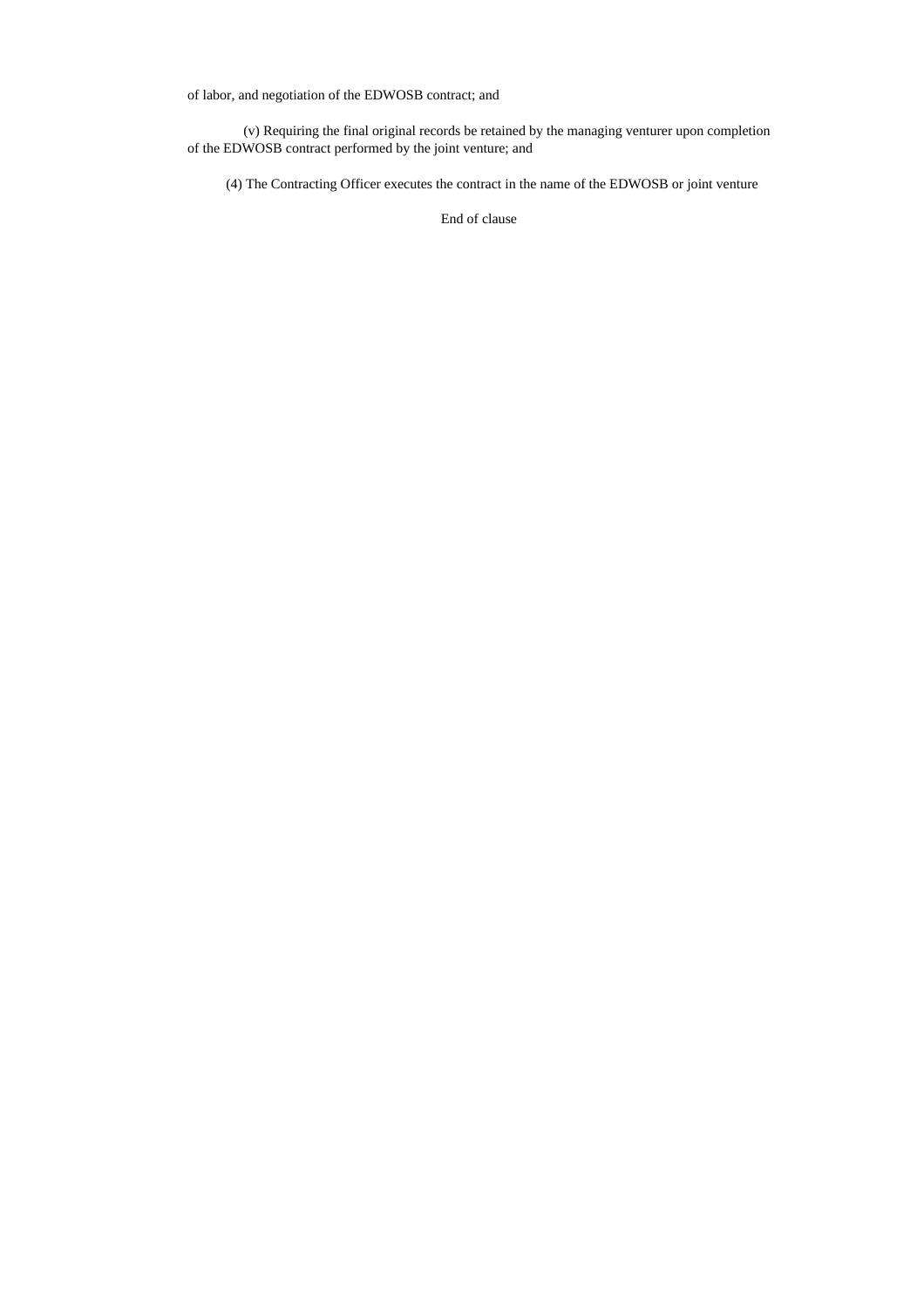of labor, and negotiation of the EDWOSB contract; and

(v) Requiring the final original records be retained by the managing venturer upon completion of the EDWOSB contract performed by the joint venture; and

(4) The Contracting Officer executes the contract in the name of the EDWOSB or joint venture

End of clause